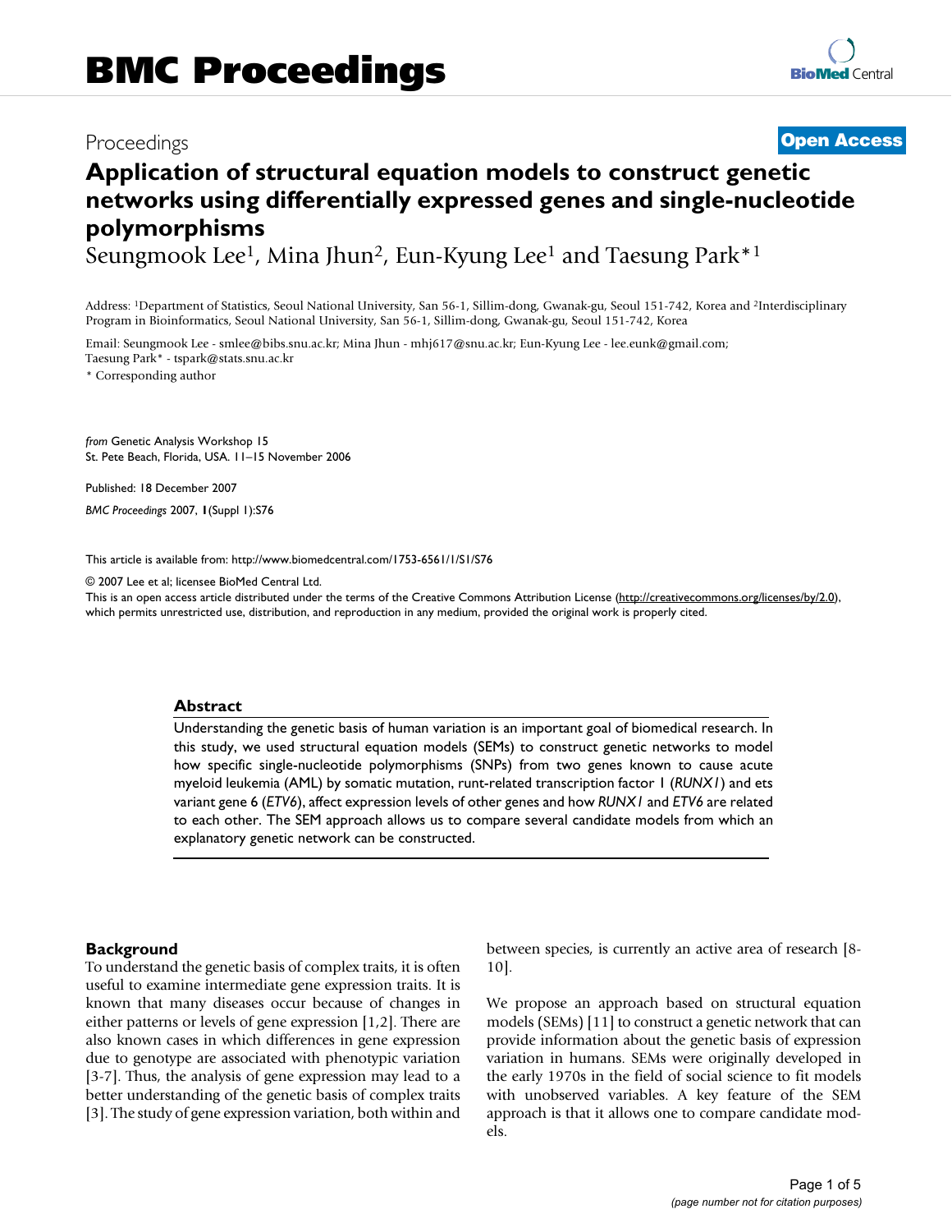# BMC Proceedings

Proceedings **Open Access**

# Application of structural equation models to construct genetic networks using differentially expressed genes and single-nucleotide polymorphisms

Seungmook Lee[1], Mina Jhun[2], Eun-Kyung Lee[1] and Taesung Park*[1]

Address: [1]Department of Statistics, Seoul National University, San 56-1, Sillim-dong, Gwanak-gu, Seoul 151-742, Korea and [2]Interdisciplinary Program in Bioinformatics, Seoul National University, San 56-1, Sillim-dong, Gwanak-gu, Seoul 151-742, Korea

Email: Seungmook Lee - smlee@bibs.snu.ac.kr; Mina Jhun - mhj617@snu.ac.kr; Eun-Kyung Lee - lee.eunk@gmail.com; Taesung Park* - tspark@stats.snu.ac.kr

\* Corresponding author

*from* Genetic Analysis Workshop 15
St. Pete Beach, Florida, USA. 11–15 November 2006

Published: 18 December 2007

*BMC Proceedings* 2007, **1**(Suppl 1):S76

This article is available from: http://www.biomedcentral.com/1753-6561/1/S1/S76

© 2007 Lee et al; licensee BioMed Central Ltd.
This is an open access article distributed under the terms of the Creative Commons Attribution License (http://creativecommons.org/licenses/by/2.0), which permits unrestricted use, distribution, and reproduction in any medium, provided the original work is properly cited.

## Abstract

Understanding the genetic basis of human variation is an important goal of biomedical research. In this study, we used structural equation models (SEMs) to construct genetic networks to model how specific single-nucleotide polymorphisms (SNPs) from two genes known to cause acute myeloid leukemia (AML) by somatic mutation, runt-related transcription factor 1 (*RUNX1*) and ets variant gene 6 (*ETV6*), affect expression levels of other genes and how *RUNX1* and *ETV6* are related to each other. The SEM approach allows us to compare several candidate models from which an explanatory genetic network can be constructed.

## Background

To understand the genetic basis of complex traits, it is often useful to examine intermediate gene expression traits. It is known that many diseases occur because of changes in either patterns or levels of gene expression [1,2]. There are also known cases in which differences in gene expression due to genotype are associated with phenotypic variation [3-7]. Thus, the analysis of gene expression may lead to a better understanding of the genetic basis of complex traits [3]. The study of gene expression variation, both within and between species, is currently an active area of research [8-10].

We propose an approach based on structural equation models (SEMs) [11] to construct a genetic network that can provide information about the genetic basis of expression variation in humans. SEMs were originally developed in the early 1970s in the field of social science to fit models with unobserved variables. A key feature of the SEM approach is that it allows one to compare candidate models.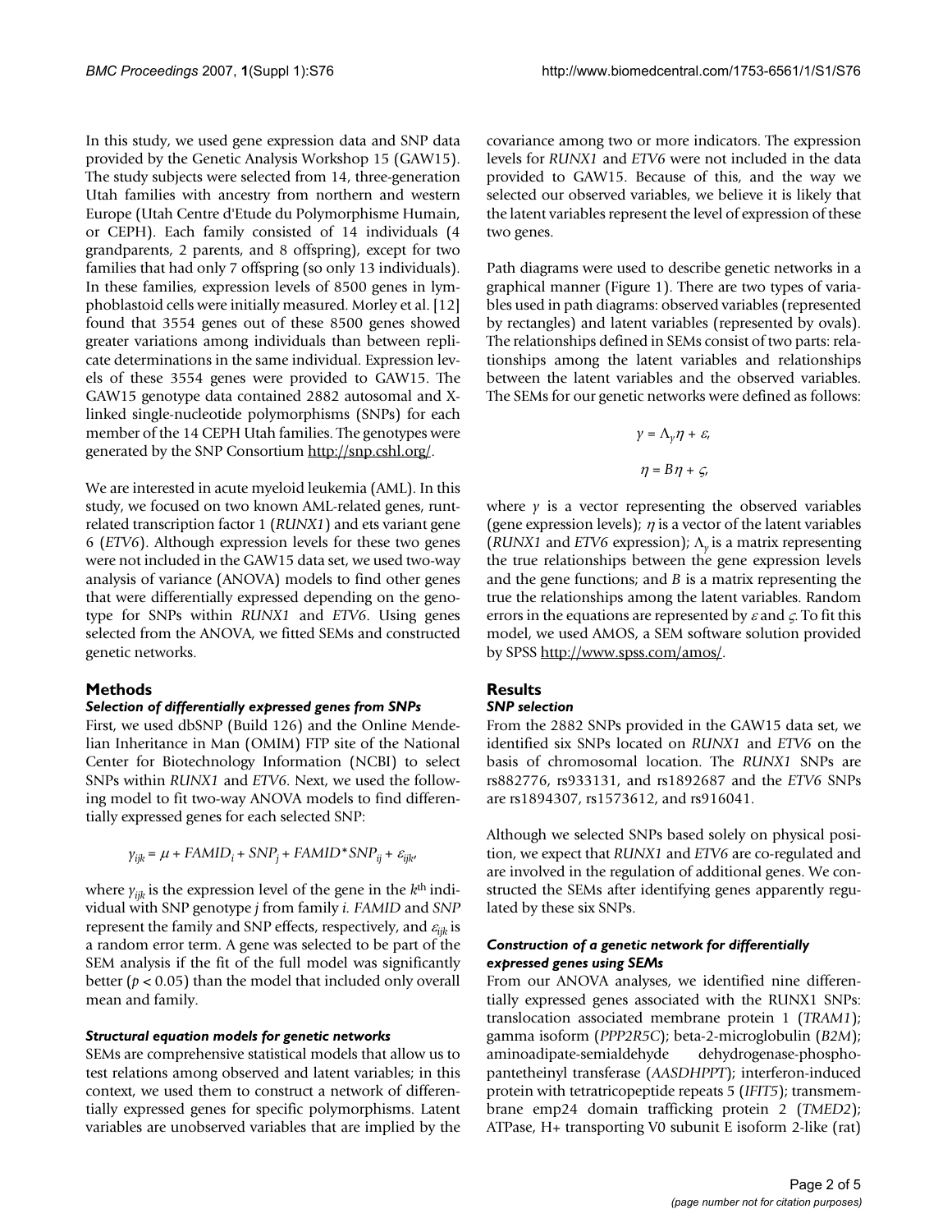In this study, we used gene expression data and SNP data provided by the Genetic Analysis Workshop 15 (GAW15). The study subjects were selected from 14, three-generation Utah families with ancestry from northern and western Europe (Utah Centre d'Etude du Polymorphisme Humain, or CEPH). Each family consisted of 14 individuals (4 grandparents, 2 parents, and 8 offspring), except for two families that had only 7 offspring (so only 13 individuals). In these families, expression levels of 8500 genes in lymphoblastoid cells were initially measured. Morley et al. [12] found that 3554 genes out of these 8500 genes showed greater variations among individuals than between replicate determinations in the same individual. Expression levels of these 3554 genes were provided to GAW15. The GAW15 genotype data contained 2882 autosomal and X-linked single-nucleotide polymorphisms (SNPs) for each member of the 14 CEPH Utah families. The genotypes were generated by the SNP Consortium http://snp.cshl.org/.

We are interested in acute myeloid leukemia (AML). In this study, we focused on two known AML-related genes, runt-related transcription factor 1 (*RUNX1*) and ets variant gene 6 (*ETV6*). Although expression levels for these two genes were not included in the GAW15 data set, we used two-way analysis of variance (ANOVA) models to find other genes that were differentially expressed depending on the genotype for SNPs within *RUNX1* and *ETV6*. Using genes selected from the ANOVA, we fitted SEMs and constructed genetic networks.

## Methods

### Selection of differentially expressed genes from SNPs

First, we used dbSNP (Build 126) and the Online Mendelian Inheritance in Man (OMIM) FTP site of the National Center for Biotechnology Information (NCBI) to select SNPs within *RUNX1* and *ETV6*. Next, we used the following model to fit two-way ANOVA models to find differentially expressed genes for each selected SNP:

$$y_{ijk} = \mu + FAMID_i + SNP_j + FAMID{*}SNP_{ij} + \varepsilon_{ijk},$$

where $y_{ijk}$ is the expression level of the gene in the $k^{\text{th}}$ individual with SNP genotype $j$ from family $i$. *FAMID* and *SNP* represent the family and SNP effects, respectively, and $\varepsilon_{ijk}$ is a random error term. A gene was selected to be part of the SEM analysis if the fit of the full model was significantly better ($p < 0.05$) than the model that included only overall mean and family.

### Structural equation models for genetic networks

SEMs are comprehensive statistical models that allow us to test relations among observed and latent variables; in this context, we used them to construct a network of differentially expressed genes for specific polymorphisms. Latent variables are unobserved variables that are implied by the covariance among two or more indicators. The expression levels for *RUNX1* and *ETV6* were not included in the data provided to GAW15. Because of this, and the way we selected our observed variables, we believe it is likely that the latent variables represent the level of expression of these two genes.

Path diagrams were used to describe genetic networks in a graphical manner (Figure 1). There are two types of variables used in path diagrams: observed variables (represented by rectangles) and latent variables (represented by ovals). The relationships defined in SEMs consist of two parts: relationships among the latent variables and relationships between the latent variables and the observed variables. The SEMs for our genetic networks were defined as follows:

$$y = \Lambda_y \eta + \varepsilon,$$

$$\eta = B\eta + \varsigma,$$

where $y$ is a vector representing the observed variables (gene expression levels); $\eta$ is a vector of the latent variables (*RUNX1* and *ETV6* expression); $\Lambda_y$ is a matrix representing the true relationships between the gene expression levels and the gene functions; and $B$ is a matrix representing the true the relationships among the latent variables. Random errors in the equations are represented by $\varepsilon$ and $\varsigma$. To fit this model, we used AMOS, a SEM software solution provided by SPSS http://www.spss.com/amos/.

## Results

### SNP selection

From the 2882 SNPs provided in the GAW15 data set, we identified six SNPs located on *RUNX1* and *ETV6* on the basis of chromosomal location. The *RUNX1* SNPs are rs882776, rs933131, and rs1892687 and the *ETV6* SNPs are rs1894307, rs1573612, and rs916041.

Although we selected SNPs based solely on physical position, we expect that *RUNX1* and *ETV6* are co-regulated and are involved in the regulation of additional genes. We constructed the SEMs after identifying genes apparently regulated by these six SNPs.

### Construction of a genetic network for differentially expressed genes using SEMs

From our ANOVA analyses, we identified nine differentially expressed genes associated with the RUNX1 SNPs: translocation associated membrane protein 1 (*TRAM1*); gamma isoform (*PPP2R5C*); beta-2-microglobulin (*B2M*); aminoadipate-semialdehyde dehydrogenase-phosphopantetheinyl transferase (*AASDHPPT*); interferon-induced protein with tetratricopeptide repeats 5 (*IFIT5*); transmembrane emp24 domain trafficking protein 2 (*TMED2*); ATPase, H+ transporting V0 subunit E isoform 2-like (rat)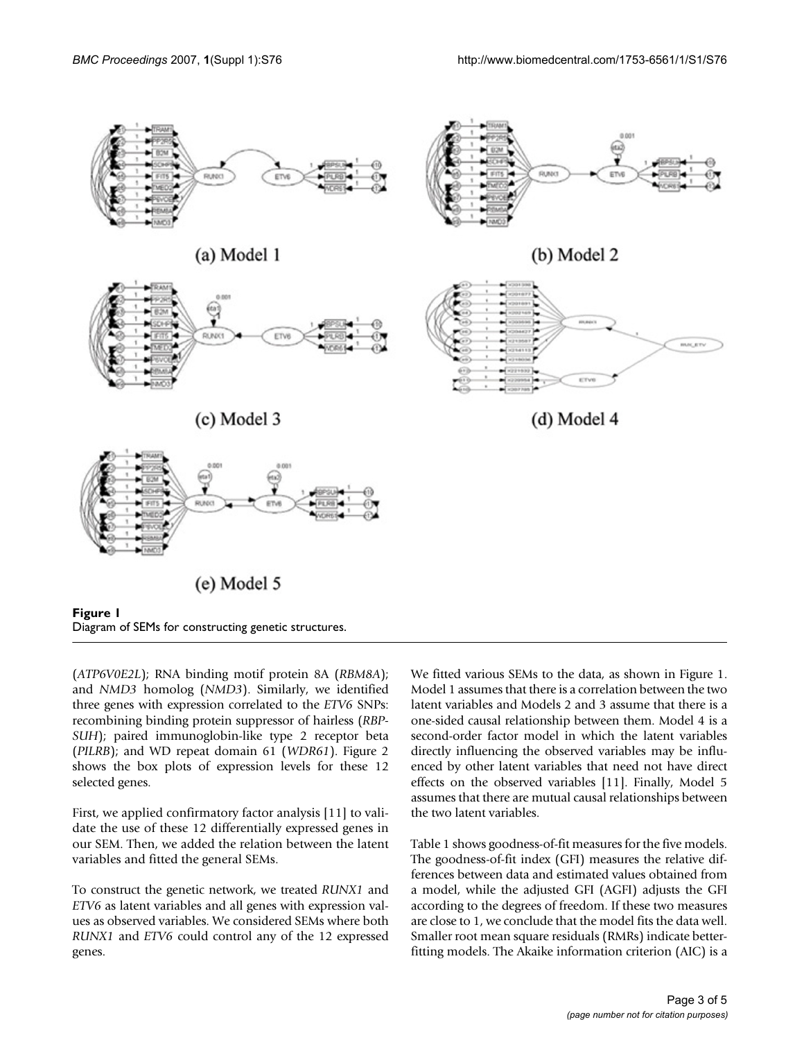(a) Model 1

(b) Model 2

(c) Model 3

(d) Model 4

(e) Model 5

**Figure 1**
Diagram of SEMs for constructing genetic structures.

(*ATP6V0E2L*); RNA binding motif protein 8A (*RBM8A*); and *NMD3* homolog (*NMD3*). Similarly, we identified three genes with expression correlated to the *ETV6* SNPs: recombining binding protein suppressor of hairless (*RBP-SUH*); paired immunoglobin-like type 2 receptor beta (*PILRB*); and WD repeat domain 61 (*WDR61*). Figure 2 shows the box plots of expression levels for these 12 selected genes.

First, we applied confirmatory factor analysis [11] to validate the use of these 12 differentially expressed genes in our SEM. Then, we added the relation between the latent variables and fitted the general SEMs.

To construct the genetic network, we treated *RUNX1* and *ETV6* as latent variables and all genes with expression values as observed variables. We considered SEMs where both *RUNX1* and *ETV6* could control any of the 12 expressed genes.

We fitted various SEMs to the data, as shown in Figure 1. Model 1 assumes that there is a correlation between the two latent variables and Models 2 and 3 assume that there is a one-sided causal relationship between them. Model 4 is a second-order factor model in which the latent variables directly influencing the observed variables may be influenced by other latent variables that need not have direct effects on the observed variables [11]. Finally, Model 5 assumes that there are mutual causal relationships between the two latent variables.

Table 1 shows goodness-of-fit measures for the five models. The goodness-of-fit index (GFI) measures the relative differences between data and estimated values obtained from a model, while the adjusted GFI (AGFI) adjusts the GFI according to the degrees of freedom. If these two measures are close to 1, we conclude that the model fits the data well. Smaller root mean square residuals (RMRs) indicate better-fitting models. The Akaike information criterion (AIC) is a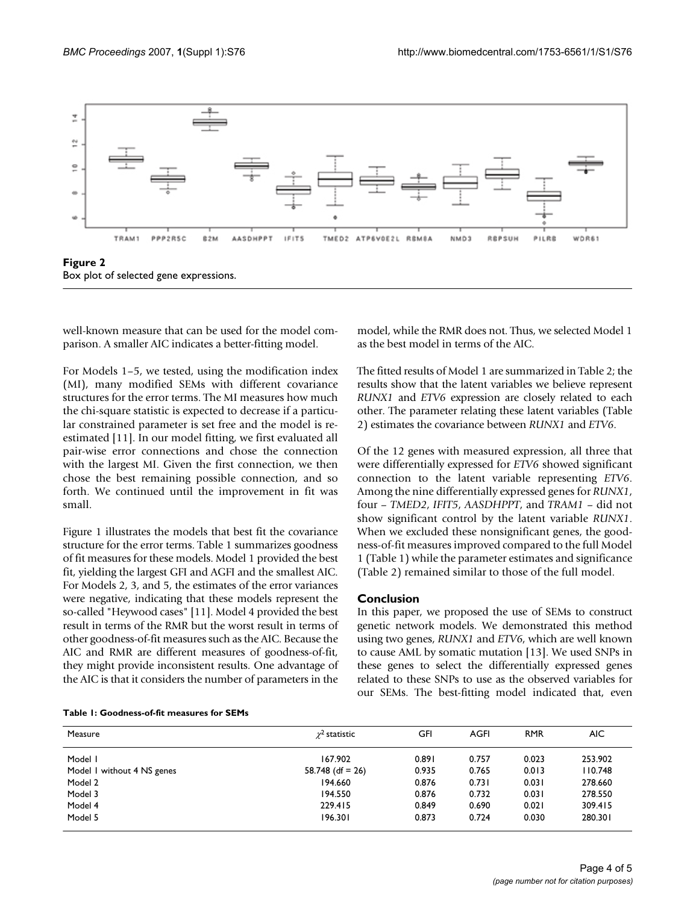14
12
10
8
6

TRAM1 PPP2R5C B2M AASDHPPT IFIT5 TMED2 ATP6V0E2L RBM8A NMD3 RBPSUH PILRB WDR61

**Figure 2**
Box plot of selected gene expressions.

well-known measure that can be used for the model comparison. A smaller AIC indicates a better-fitting model.

For Models 1–5, we tested, using the modification index (MI), many modified SEMs with different covariance structures for the error terms. The MI measures how much the chi-square statistic is expected to decrease if a particular constrained parameter is set free and the model is re-estimated [11]. In our model fitting, we first evaluated all pair-wise error connections and chose the connection with the largest MI. Given the first connection, we then chose the best remaining possible connection, and so forth. We continued until the improvement in fit was small.

Figure 1 illustrates the models that best fit the covariance structure for the error terms. Table 1 summarizes goodness of fit measures for these models. Model 1 provided the best fit, yielding the largest GFI and AGFI and the smallest AIC. For Models 2, 3, and 5, the estimates of the error variances were negative, indicating that these models represent the so-called "Heywood cases" [11]. Model 4 provided the best result in terms of the RMR but the worst result in terms of other goodness-of-fit measures such as the AIC. Because the AIC and RMR are different measures of goodness-of-fit, they might provide inconsistent results. One advantage of the AIC is that it considers the number of parameters in the model, while the RMR does not. Thus, we selected Model 1 as the best model in terms of the AIC.

The fitted results of Model 1 are summarized in Table 2; the results show that the latent variables we believe represent *RUNX1* and *ETV6* expression are closely related to each other. The parameter relating these latent variables (Table 2) estimates the covariance between *RUNX1* and *ETV6*.

Of the 12 genes with measured expression, all three that were differentially expressed for *ETV6* showed significant connection to the latent variable representing *ETV6*. Among the nine differentially expressed genes for *RUNX1*, four – *TMED2*, *IFIT5*, *AASDHPPT*, and *TRAM1* – did not show significant control by the latent variable *RUNX1*. When we excluded these nonsignificant genes, the goodness-of-fit measures improved compared to the full Model 1 (Table 1) while the parameter estimates and significance (Table 2) remained similar to those of the full model.

## Conclusion

In this paper, we proposed the use of SEMs to construct genetic network models. We demonstrated this method using two genes, *RUNX1* and *ETV6*, which are well known to cause AML by somatic mutation [13]. We used SNPs in these genes to select the differentially expressed genes related to these SNPs to use as the observed variables for our SEMs. The best-fitting model indicated that, even

**Table 1: Goodness-of-fit measures for SEMs**

| Measure | $\chi^2$ statistic | GFI | AGFI | RMR | AIC |
|---|---|---|---|---|---|
| Model 1 | 167.902 | 0.891 | 0.757 | 0.023 | 253.902 |
| Model 1 without 4 NS genes | 58.748 (df = 26) | 0.935 | 0.765 | 0.013 | 110.748 |
| Model 2 | 194.660 | 0.876 | 0.731 | 0.031 | 278.660 |
| Model 3 | 194.550 | 0.876 | 0.732 | 0.031 | 278.550 |
| Model 4 | 229.415 | 0.849 | 0.690 | 0.021 | 309.415 |
| Model 5 | 196.301 | 0.873 | 0.724 | 0.030 | 280.301 |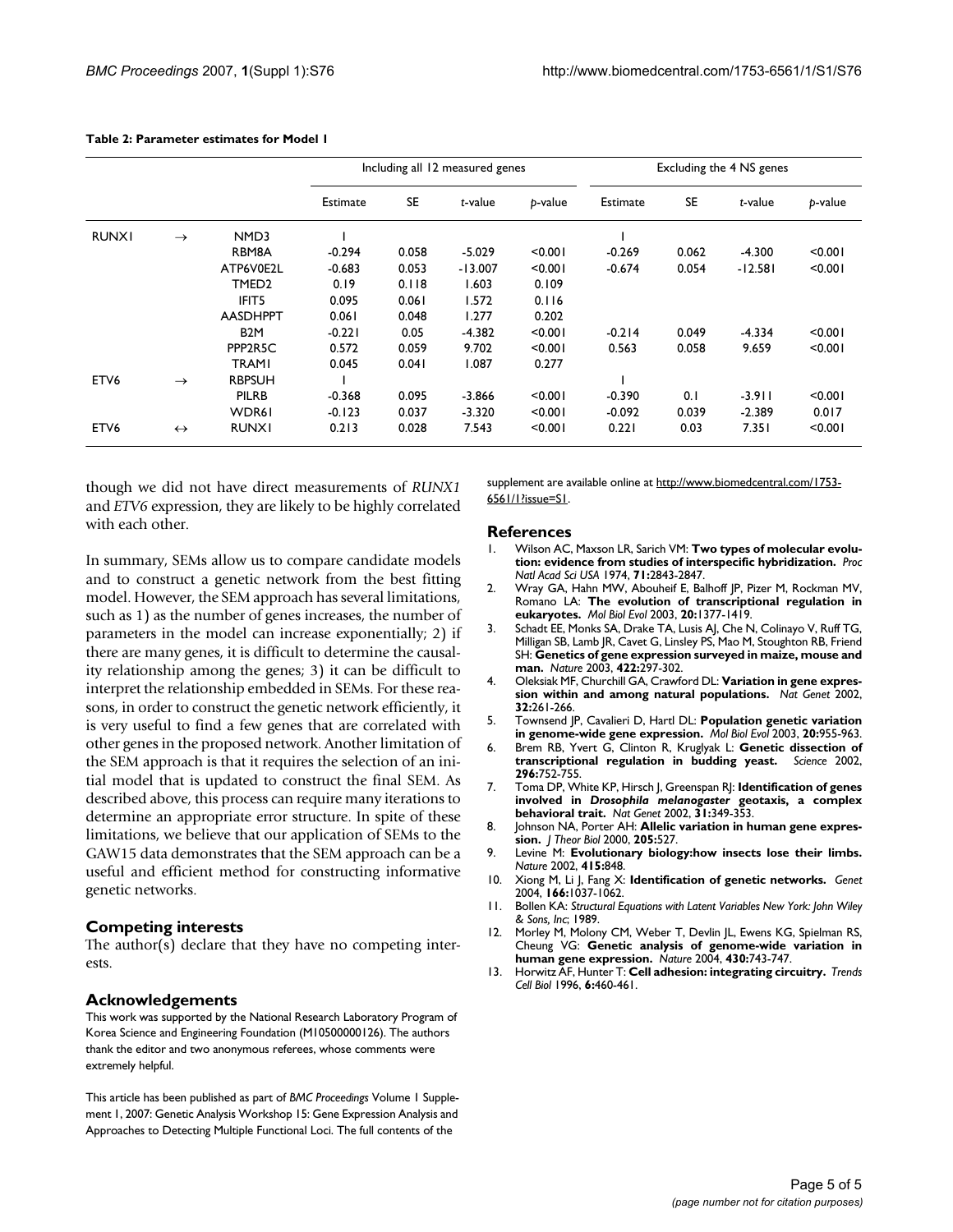**Table 2: Parameter estimates for Model 1**

| | | | Including all 12 measured genes | | | | Excluding the 4 NS genes | | | |
|---|---|---|---|---|---|---|---|---|---|---|
| | | | Estimate | SE | *t*-value | *p*-value | Estimate | SE | *t*-value | *p*-value |
| RUNX1 | → | NMD3 | 1 | | | | 1 | | | |
| | | RBM8A | -0.294 | 0.058 | -5.029 | <0.001 | -0.269 | 0.062 | -4.300 | <0.001 |
| | | ATP6V0E2L | -0.683 | 0.053 | -13.007 | <0.001 | -0.674 | 0.054 | -12.581 | <0.001 |
| | | TMED2 | 0.19 | 0.118 | 1.603 | 0.109 | | | | |
| | | IFIT5 | 0.095 | 0.061 | 1.572 | 0.116 | | | | |
| | | AASDHPPT | 0.061 | 0.048 | 1.277 | 0.202 | | | | |
| | | B2M | -0.221 | 0.05 | -4.382 | <0.001 | -0.214 | 0.049 | -4.334 | <0.001 |
| | | PPP2R5C | 0.572 | 0.059 | 9.702 | <0.001 | 0.563 | 0.058 | 9.659 | <0.001 |
| | | TRAM1 | 0.045 | 0.041 | 1.087 | 0.277 | | | | |
| ETV6 | → | RBPSUH | 1 | | | | 1 | | | |
| | | PILRB | -0.368 | 0.095 | -3.866 | <0.001 | -0.390 | 0.1 | -3.911 | <0.001 |
| | | WDR61 | -0.123 | 0.037 | -3.320 | <0.001 | -0.092 | 0.039 | -2.389 | 0.017 |
| ETV6 | ↔ | RUNX1 | 0.213 | 0.028 | 7.543 | <0.001 | 0.221 | 0.03 | 7.351 | <0.001 |

though we did not have direct measurements of *RUNX1* and *ETV6* expression, they are likely to be highly correlated with each other.

In summary, SEMs allow us to compare candidate models and to construct a genetic network from the best fitting model. However, the SEM approach has several limitations, such as 1) as the number of genes increases, the number of parameters in the model can increase exponentially; 2) if there are many genes, it is difficult to determine the causality relationship among the genes; 3) it can be difficult to interpret the relationship embedded in SEMs. For these reasons, in order to construct the genetic network efficiently, it is very useful to find a few genes that are correlated with other genes in the proposed network. Another limitation of the SEM approach is that it requires the selection of an initial model that is updated to construct the final SEM. As described above, this process can require many iterations to determine an appropriate error structure. In spite of these limitations, we believe that our application of SEMs to the GAW15 data demonstrates that the SEM approach can be a useful and efficient method for constructing informative genetic networks.

## Competing interests

The author(s) declare that they have no competing interests.

## Acknowledgements

This work was supported by the National Research Laboratory Program of Korea Science and Engineering Foundation (M10500000126). The authors thank the editor and two anonymous referees, whose comments were extremely helpful.

This article has been published as part of *BMC Proceedings* Volume 1 Supplement 1, 2007: Genetic Analysis Workshop 15: Gene Expression Analysis and Approaches to Detecting Multiple Functional Loci. The full contents of the supplement are available online at http://www.biomedcentral.com/1753-6561/1?issue=S1.

## References

1. Wilson AC, Maxson LR, Sarich VM: **Two types of molecular evolution: evidence from studies of interspecific hybridization.** *Proc Natl Acad Sci USA* 1974, **71:**2843-2847.
2. Wray GA, Hahn MW, Abouheif E, Balhoff JP, Pizer M, Rockman MV, Romano LA: **The evolution of transcriptional regulation in eukaryotes.** *Mol Biol Evol* 2003, **20:**1377-1419.
3. Schadt EE, Monks SA, Drake TA, Lusis AJ, Che N, Colinayo V, Ruff TG, Milligan SB, Lamb JR, Cavet G, Linsley PS, Mao M, Stoughton RB, Friend SH: **Genetics of gene expression surveyed in maize, mouse and man.** *Nature* 2003, **422:**297-302.
4. Oleksiak MF, Churchill GA, Crawford DL: **Variation in gene expression within and among natural populations.** *Nat Genet* 2002, **32:**261-266.
5. Townsend JP, Cavalieri D, Hartl DL: **Population genetic variation in genome-wide gene expression.** *Mol Biol Evol* 2003, **20:**955-963.
6. Brem RB, Yvert G, Clinton R, Kruglyak L: **Genetic dissection of transcriptional regulation in budding yeast.** *Science* 2002, **296:**752-755.
7. Toma DP, White KP, Hirsch J, Greenspan RJ: **Identification of genes involved in *Drosophila melanogaster* geotaxis, a complex behavioral trait.** *Nat Genet* 2002, **31:**349-353.
8. Johnson NA, Porter AH: **Allelic variation in human gene expression.** *J Theor Biol* 2000, **205:**527.
9. Levine M: **Evolutionary biology:how insects lose their limbs.** *Nature* 2002, **415:**848.
10. Xiong M, Li J, Fang X: **Identification of genetic networks.** *Genet* 2004, **166:**1037-1062.
11. Bollen KA: *Structural Equations with Latent Variables New York: John Wiley & Sons, Inc*; 1989.
12. Morley M, Molony CM, Weber T, Devlin JL, Ewens KG, Spielman RS, Cheung VG: **Genetic analysis of genome-wide variation in human gene expression.** *Nature* 2004, **430:**743-747.
13. Horwitz AF, Hunter T: **Cell adhesion: integrating circuitry.** *Trends Cell Biol* 1996, **6:**460-461.